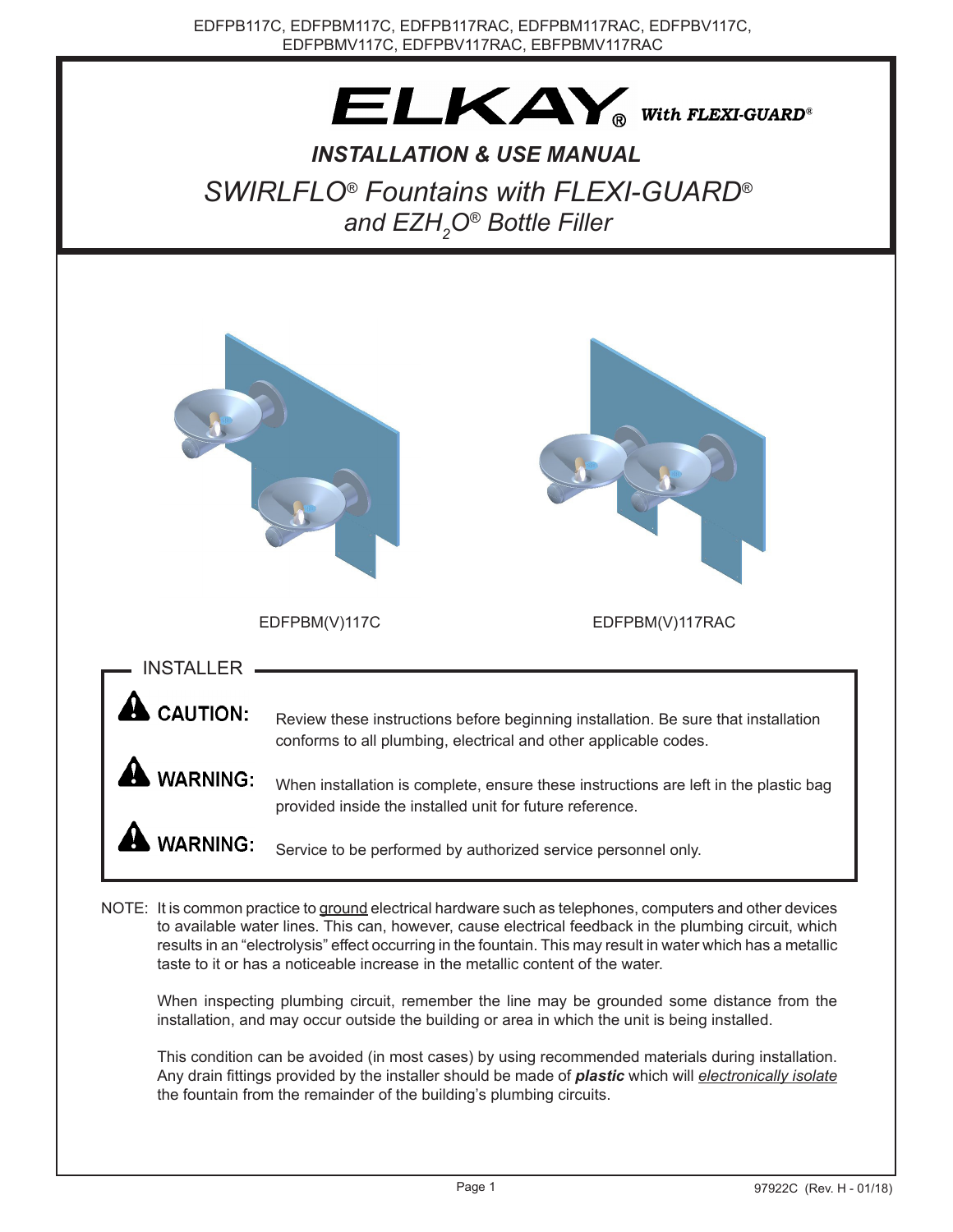EDFPB117C, EDFPBM117C, EDFPB117RAC, EDFPBM117RAC, EDFPBV117C, EDFPBMV117C, EDFPBV117RAC, EBFPBMV117RAC

# ELKAY® *With FLEXI-GUARD®*

## *INSTALLATION & USE MANUAL*

## *SWIRLFLO® Fountains with FLEXI-GUARD® and EZH$_2$O® Bottle Filler*

EDFPBM(V)117C

EDFPBM(V)117RAC

### INSTALLER

**CAUTION:** Review these instructions before beginning installation. Be sure that installation conforms to all plumbing, electrical and other applicable codes.

**WARNING:** When installation is complete, ensure these instructions are left in the plastic bag provided inside the installed unit for future reference.

**WARNING:** Service to be performed by authorized service personnel only.

NOTE: It is common practice to ground electrical hardware such as telephones, computers and other devices to available water lines. This can, however, cause electrical feedback in the plumbing circuit, which results in an "electrolysis" effect occurring in the fountain. This may result in water which has a metallic taste to it or has a noticeable increase in the metallic content of the water.

When inspecting plumbing circuit, remember the line may be grounded some distance from the installation, and may occur outside the building or area in which the unit is being installed.

This condition can be avoided (in most cases) by using recommended materials during installation. Any drain fittings provided by the installer should be made of ***plastic*** which will *electronically isolate* the fountain from the remainder of the building's plumbing circuits.

97922C (Rev. H - 01/18)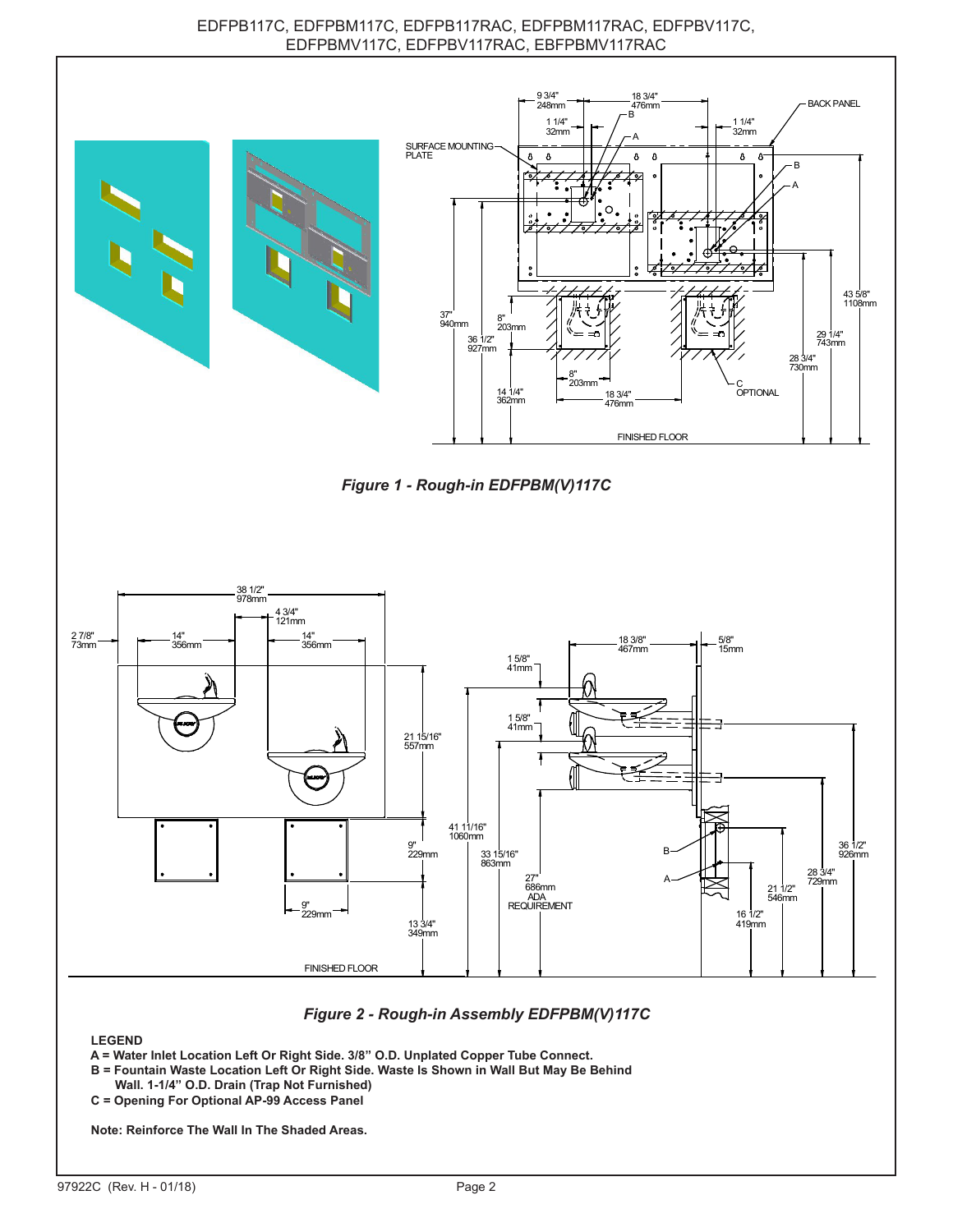EDFPB117C, EDFPBM117C, EDFPB117RAC, EDFPBM117RAC, EDFPBV117C, EDFPBMV117C, EDFPBV117RAC, EBFPBMV117RAC

9 3/4"
248mm
18 3/4"
476mm
BACK PANEL
1 1/4"
32mm
B
1 1/4"
32mm
A
SURFACE MOUNTING PLATE
B
A
37"
940mm
8"
203mm
36 1/2"
927mm
43 5/8"
1108mm
29 1/4"
743mm
28 3/4"
730mm
8"
203mm
14 1/4"
362mm
18 3/4"
476mm
C
OPTIONAL
FINISHED FLOOR

*Figure 1 - Rough-in EDFPBM(V)117C*

38 1/2"
978mm
4 3/4"
121mm
2 7/8"
73mm
14"
356mm
14"
356mm
18 3/8"
467mm
5/8"
15mm
1 5/8"
41mm
1 5/8"
41mm
21 15/16"
557mm
41 11/16"
1060mm
9"
229mm
33 15/16"
863mm
B
36 1/2"
926mm
27"
686mm
ADA
REQUIREMENT
A
28 3/4"
729mm
21 1/2"
546mm
9"
229mm
16 1/2"
419mm
13 3/4"
349mm
FINISHED FLOOR

*Figure 2 - Rough-in Assembly EDFPBM(V)117C*

**LEGEND**

**A = Water Inlet Location Left Or Right Side. 3/8" O.D. Unplated Copper Tube Connect.**
**B = Fountain Waste Location Left Or Right Side. Waste Is Shown in Wall But May Be Behind Wall. 1-1/4" O.D. Drain (Trap Not Furnished)**
**C = Opening For Optional AP-99 Access Panel**

**Note: Reinforce The Wall In The Shaded Areas.**

97922C (Rev. H - 01/18)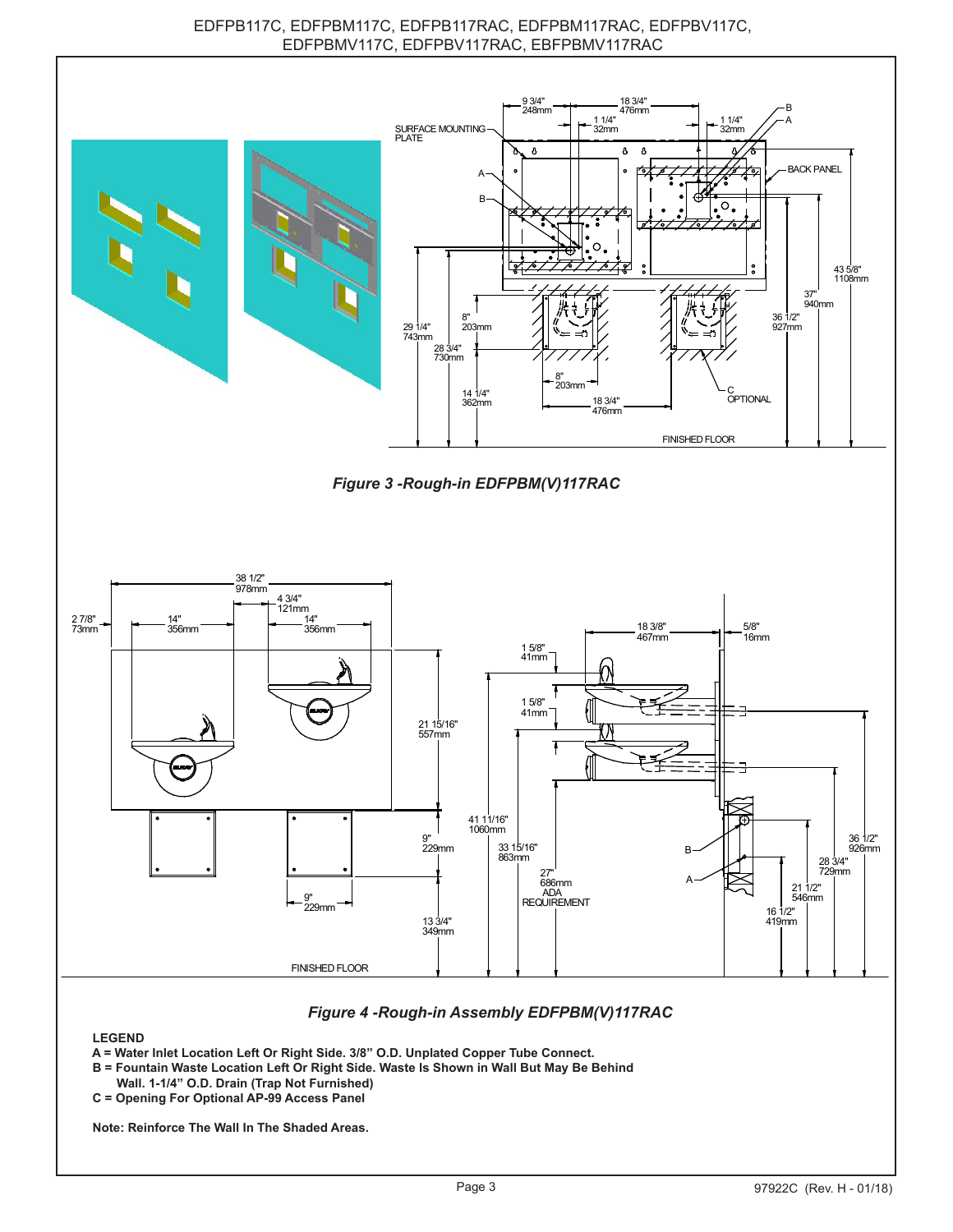EDFPB117C, EDFPBM117C, EDFPB117RAC, EDFPBM117RAC, EDFPBV117C, EDFPBMV117C, EDFPBV117RAC, EBFPBMV117RAC

9 3/4"
248mm
18 3/4"
476mm
1 1/4"
32mm
1 1/4"
32mm
SURFACE MOUNTING PLATE
B
A
BACK PANEL
A
B
43 5/8"
1108mm
37"
940mm
36 1/2"
927mm
29 1/4"
743mm
8"
203mm
28 3/4"
730mm
8"
203mm
14 1/4"
362mm
18 3/4"
476mm
C
OPTIONAL
FINISHED FLOOR

*Figure 3 -Rough-in EDFPBM(V)117RAC*

38 1/2"
978mm
4 3/4"
121mm
2 7/8"
73mm
14"
356mm
14"
356mm
18 3/8"
467mm
5/8"
16mm
1 5/8"
41mm
1 5/8"
41mm
21 15/16"
557mm
41 11/16"
1060mm
9"
229mm
33 15/16"
863mm
B
36 1/2"
926mm
28 3/4"
729mm
27"
686mm
ADA
REQUIREMENT
A
21 1/2"
546mm
9"
229mm
16 1/2"
419mm
13 3/4"
349mm
FINISHED FLOOR

*Figure 4 -Rough-in Assembly EDFPBM(V)117RAC*

**LEGEND**

**A = Water Inlet Location Left Or Right Side. 3/8" O.D. Unplated Copper Tube Connect.**
**B = Fountain Waste Location Left Or Right Side. Waste Is Shown in Wall But May Be Behind Wall. 1-1/4" O.D. Drain (Trap Not Furnished)**
**C = Opening For Optional AP-99 Access Panel**

**Note: Reinforce The Wall In The Shaded Areas.**

97922C (Rev. H - 01/18)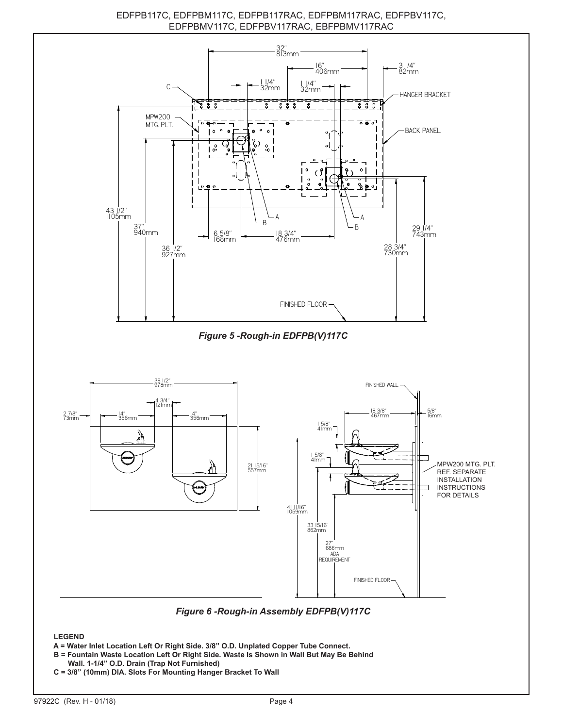EDFPB117C, EDFPBM117C, EDFPB117RAC, EDFPBM117RAC, EDFPBV117C, EDFPBMV117C, EDFPBV117RAC, EBFPBMV117RAC

32"
813mm

16"
406mm

3 1/4"
82mm

1 1/4"
32mm

1 1/4"
32mm

C

HANGER BRACKET

MPW200 MTG. PLT.

BACK PANEL

43 1/2"
1105mm

37"
940mm

36 1/2"
927mm

6 5/8"
168mm

18 3/4"
476mm

A

B

A

B

29 1/4"
743mm

28 3/4"
730mm

FINISHED FLOOR

*Figure 5 -Rough-in EDFPB(V)117C*

38 1/2"
978mm

4 3/4"
121mm

2 7/8"
73mm

14"
356mm

14"
356mm

21 15/16"
557mm

FINISHED WALL

18 3/8"
467mm

5/8"
16mm

1 5/8"
41mm

1 5/8"
41mm

MPW200 MTG. PLT.
REF. SEPARATE
INSTALLATION
INSTRUCTIONS
FOR DETAILS

41 11/16"
1059mm

33 15/16"
862mm

27"
686mm
ADA
REQUIREMENT

FINISHED FLOOR

*Figure 6 -Rough-in Assembly EDFPB(V)117C*

**LEGEND**

**A = Water Inlet Location Left Or Right Side. 3/8" O.D. Unplated Copper Tube Connect.**

**B = Fountain Waste Location Left Or Right Side. Waste Is Shown in Wall But May Be Behind Wall. 1-1/4" O.D. Drain (Trap Not Furnished)**

**C = 3/8" (10mm) DIA. Slots For Mounting Hanger Bracket To Wall**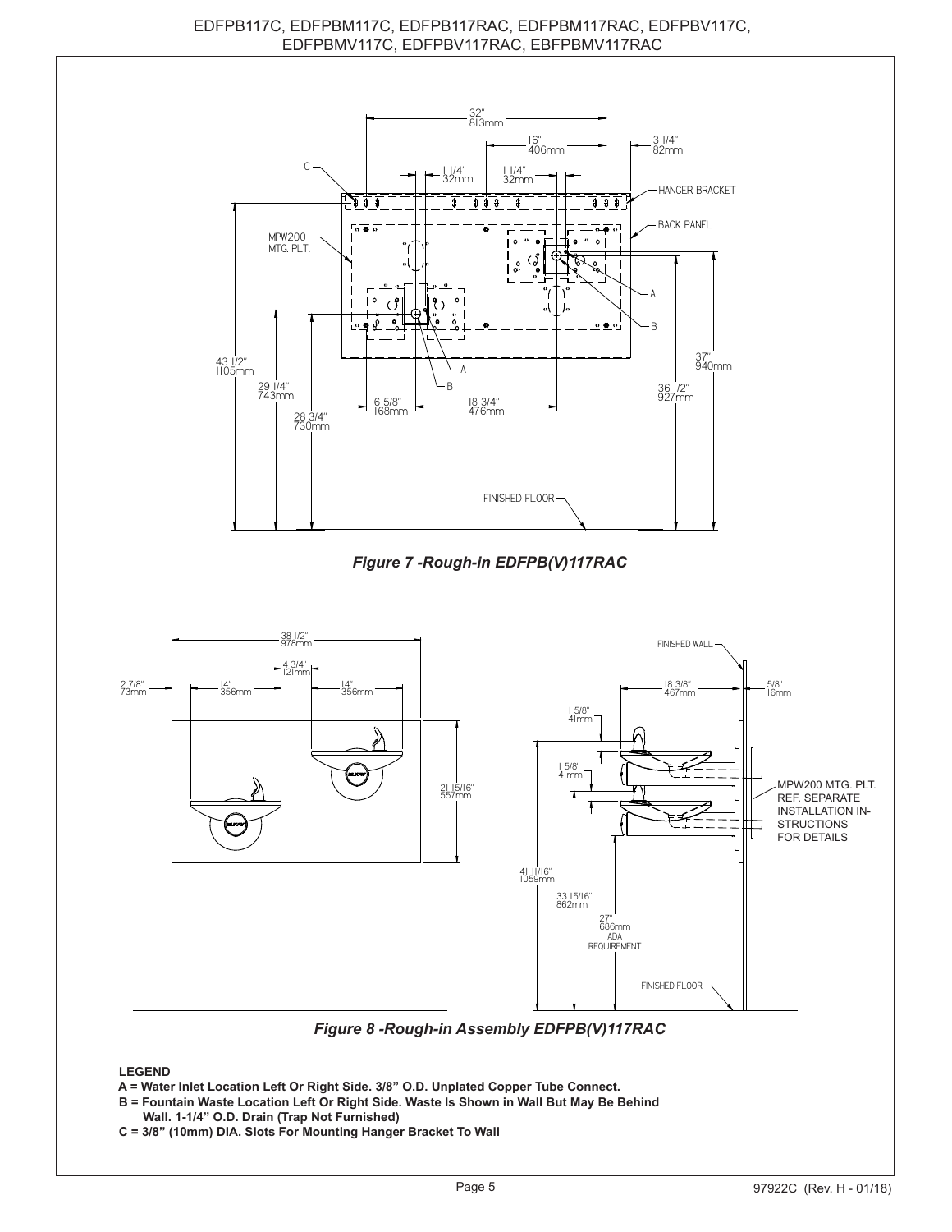EDFPB117C, EDFPBM117C, EDFPB117RAC, EDFPBM117RAC, EDFPBV117C, EDFPBMV117C, EDFPBV117RAC, EBFPBMV117RAC

32"
813mm
16"
406mm
3 1/4"
82mm
C
1 1/4"
32mm
1 1/4"
32mm
HANGER BRACKET
BACK PANEL
MPW200
MTG. PLT.
A
B
A
B
43 1/2"
1105mm
29 1/4"
743mm
28 3/4"
730mm
6 5/8"
168mm
18 3/4"
476mm
37"
940mm
36 1/2"
927mm
FINISHED FLOOR

*Figure 7 -Rough-in EDFPB(V)117RAC*

38 1/2"
978mm
4 3/4"
121mm
2 7/8"
73mm
14"
356mm
14"
356mm
21 15/16"
557mm
FINISHED WALL
18 3/8"
467mm
5/8"
16mm
1 5/8"
41mm
1 5/8"
41mm
MPW200 MTG. PLT. REF. SEPARATE INSTALLATION INSTRUCTIONS FOR DETAILS
41 11/16"
1059mm
33 15/16"
862mm
27"
686mm
ADA
REQUIREMENT
FINISHED FLOOR

*Figure 8 -Rough-in Assembly EDFPB(V)117RAC*

**LEGEND**

**A = Water Inlet Location Left Or Right Side. 3/8" O.D. Unplated Copper Tube Connect.**
**B = Fountain Waste Location Left Or Right Side. Waste Is Shown in Wall But May Be Behind Wall. 1-1/4" O.D. Drain (Trap Not Furnished)**
**C = 3/8" (10mm) DIA. Slots For Mounting Hanger Bracket To Wall**

97922C (Rev. H - 01/18)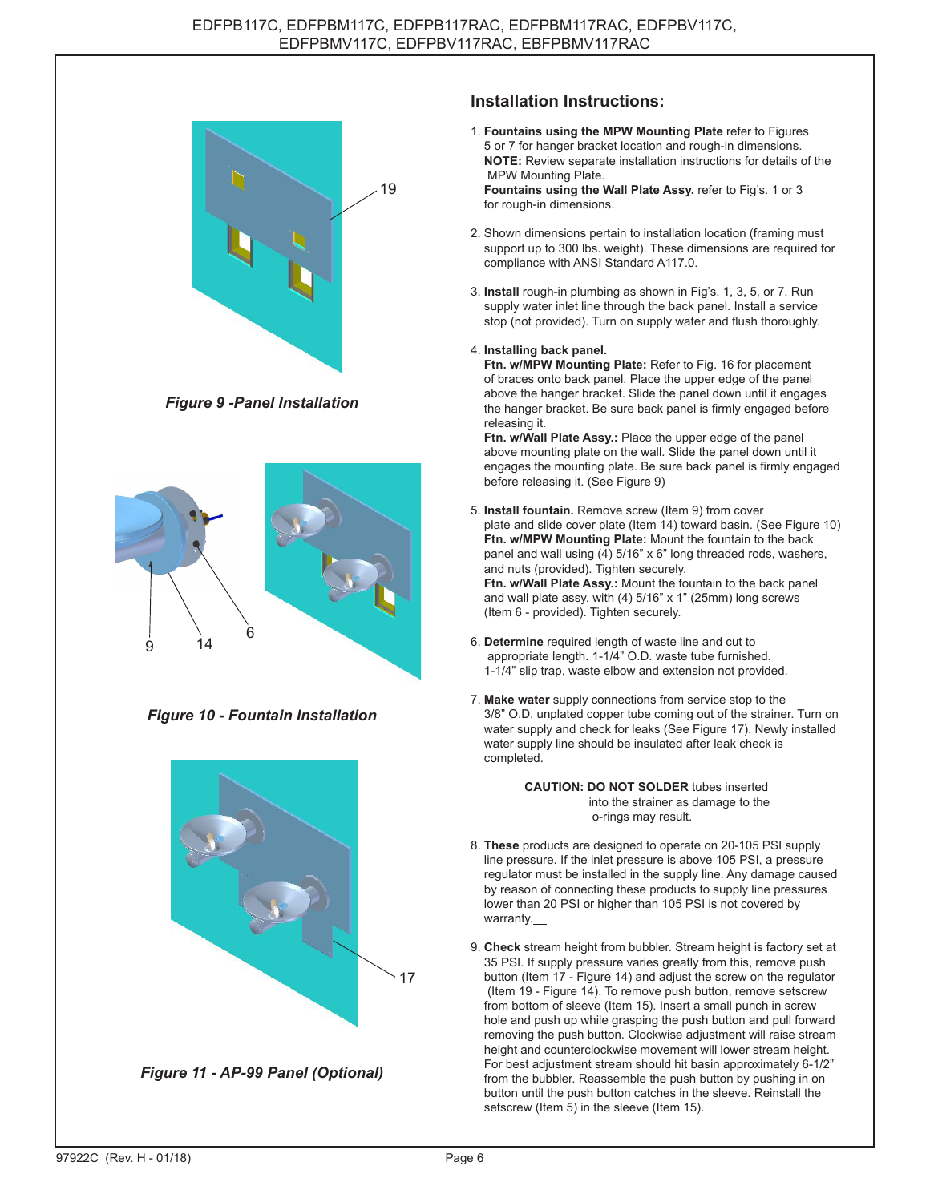19

*Figure 9 -Panel Installation*

9 14 6

*Figure 10 - Fountain Installation*

17

*Figure 11 - AP-99 Panel (Optional)*

## Installation Instructions:

1. **Fountains using the MPW Mounting Plate** refer to Figures 5 or 7 for hanger bracket location and rough-in dimensions.
   **NOTE:** Review separate installation instructions for details of the MPW Mounting Plate.
   **Fountains using the Wall Plate Assy.** refer to Fig's. 1 or 3 for rough-in dimensions.

2. Shown dimensions pertain to installation location (framing must support up to 300 lbs. weight). These dimensions are required for compliance with ANSI Standard A117.0.

3. **Install** rough-in plumbing as shown in Fig's. 1, 3, 5, or 7. Run supply water inlet line through the back panel. Install a service stop (not provided). Turn on supply water and flush thoroughly.

4. **Installing back panel.**
   **Ftn. w/MPW Mounting Plate:** Refer to Fig. 16 for placement of braces onto back panel. Place the upper edge of the panel above the hanger bracket. Slide the panel down until it engages the hanger bracket. Be sure back panel is firmly engaged before releasing it.
   **Ftn. w/Wall Plate Assy.:** Place the upper edge of the panel above mounting plate on the wall. Slide the panel down until it engages the mounting plate. Be sure back panel is firmly engaged before releasing it. (See Figure 9)

5. **Install fountain.** Remove screw (Item 9) from cover plate and slide cover plate (Item 14) toward basin. (See Figure 10)
   **Ftn. w/MPW Mounting Plate:** Mount the fountain to the back panel and wall using (4) 5/16" x 6" long threaded rods, washers, and nuts (provided). Tighten securely.
   **Ftn. w/Wall Plate Assy.:** Mount the fountain to the back panel and wall plate assy. with (4) 5/16" x 1" (25mm) long screws (Item 6 - provided). Tighten securely.

6. **Determine** required length of waste line and cut to appropriate length. 1-1/4" O.D. waste tube furnished. 1-1/4" slip trap, waste elbow and extension not provided.

7. **Make water** supply connections from service stop to the 3/8" O.D. unplated copper tube coming out of the strainer. Turn on water supply and check for leaks (See Figure 17). Newly installed water supply line should be insulated after leak check is completed.

   **CAUTION:** **DO NOT SOLDER** tubes inserted into the strainer as damage to the o-rings may result.

8. **These** products are designed to operate on 20-105 PSI supply line pressure. If the inlet pressure is above 105 PSI, a pressure regulator must be installed in the supply line. Any damage caused by reason of connecting these products to supply line pressures lower than 20 PSI or higher than 105 PSI is not covered by warranty.

9. **Check** stream height from bubbler. Stream height is factory set at 35 PSI. If supply pressure varies greatly from this, remove push button (Item 17 - Figure 14) and adjust the screw on the regulator (Item 19 - Figure 14). To remove push button, remove setscrew from bottom of sleeve (Item 15). Insert a small punch in screw hole and push up while grasping the push button and pull forward removing the push button. Clockwise adjustment will raise stream height and counterclockwise movement will lower stream height. For best adjustment stream should hit basin approximately 6-1/2" from the bubbler. Reassemble the push button by pushing in on button until the push button catches in the sleeve. Reinstall the setscrew (Item 5) in the sleeve (Item 15).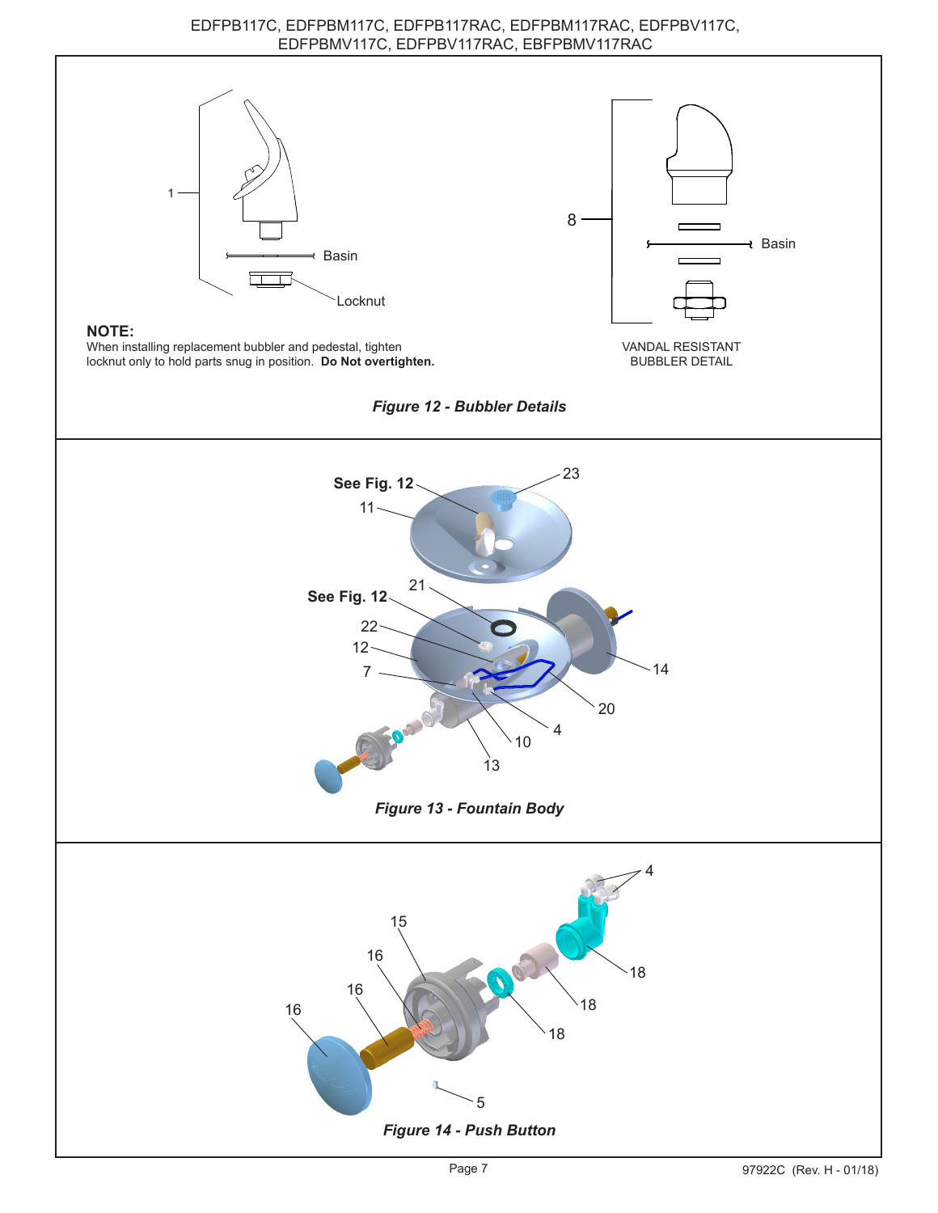EDFPB117C, EDFPBM117C, EDFPB117RAC, EDFPBM117RAC, EDFPBV117C, EDFPBMV117C, EDFPBV117RAC, EBFPBMV117RAC

1

Basin

Locknut

8

Basin

**NOTE:**
When installing replacement bubbler and pedestal, tighten locknut only to hold parts snug in position. **Do Not overtighten.**

VANDAL RESISTANT
BUBBLER DETAIL

***Figure 12 - Bubbler Details***

**See Fig. 12**

23

11

21

**See Fig. 12**

22

12

7

14

20

4

10

13

***Figure 13 - Fountain Body***

4

15

16

16

16

18

18

18

5

***Figure 14 - Push Button***

97922C (Rev. H - 01/18)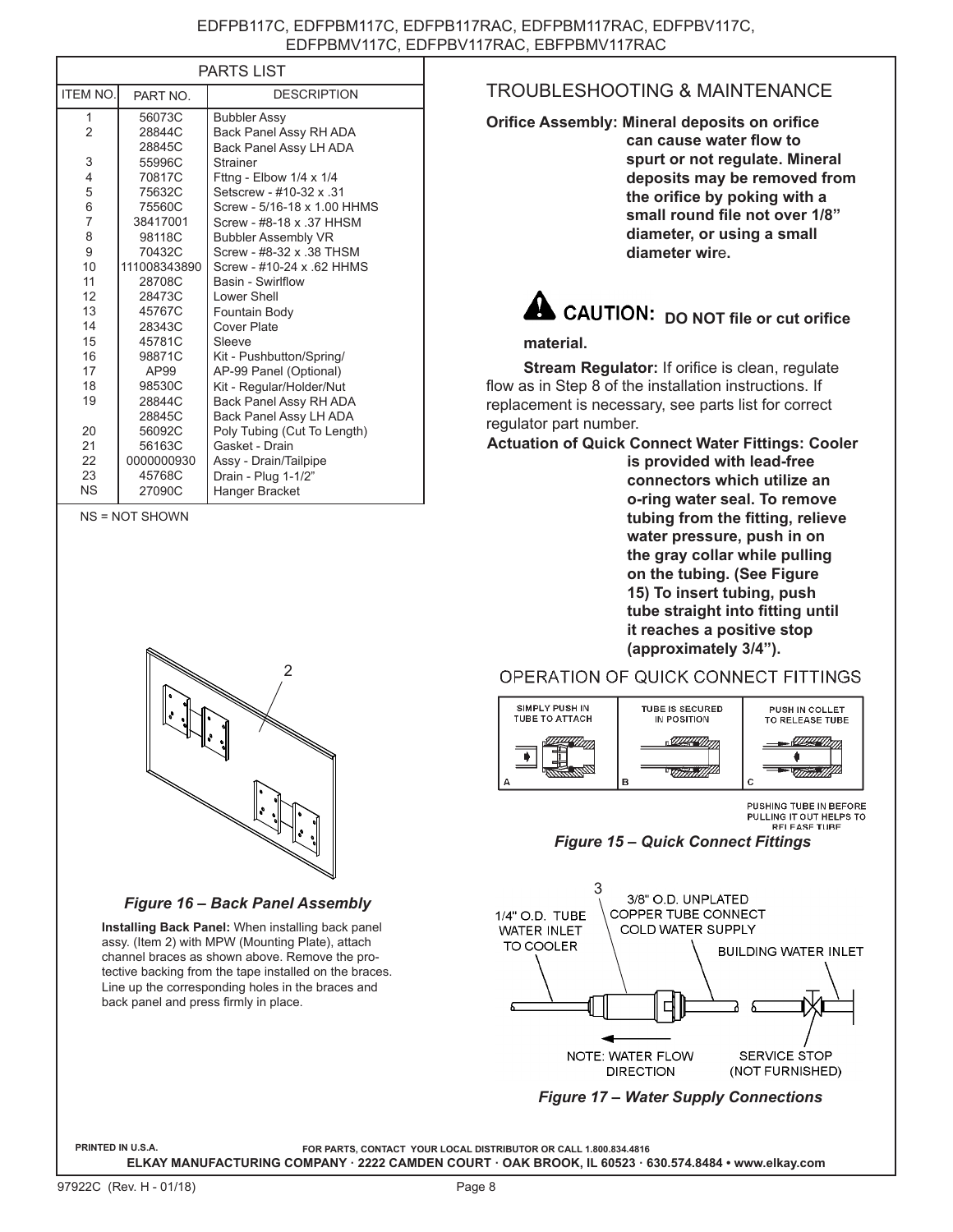EDFPB117C, EDFPBM117C, EDFPB117RAC, EDFPBM117RAC, EDFPBV117C, EDFPBMV117C, EDFPBV117RAC, EBFPBMV117RAC

## PARTS LIST

| ITEM NO. | PART NO. | DESCRIPTION |
|---|---|---|
| 1 | 56073C | Bubbler Assy |
| 2 | 28844C | Back Panel Assy RH ADA |
| | 28845C | Back Panel Assy LH ADA |
| 3 | 55996C | Strainer |
| 4 | 70817C | Fttng - Elbow 1/4 x 1/4 |
| 5 | 75632C | Setscrew - #10-32 x .31 |
| 6 | 75560C | Screw - 5/16-18 x 1.00 HHMS |
| 7 | 38417001 | Screw - #8-18 x .37 HHSM |
| 8 | 98118C | Bubbler Assembly VR |
| 9 | 70432C | Screw - #8-32 x .38 THSM |
| 10 | 111008343890 | Screw - #10-24 x .62 HHMS |
| 11 | 28708C | Basin - Swirlflow |
| 12 | 28473C | Lower Shell |
| 13 | 45767C | Fountain Body |
| 14 | 28343C | Cover Plate |
| 15 | 45781C | Sleeve |
| 16 | 98871C | Kit - Pushbutton/Spring/ |
| 17 | AP99 | AP-99 Panel (Optional) |
| 18 | 98530C | Kit - Regular/Holder/Nut |
| 19 | 28844C | Back Panel Assy RH ADA |
| | 28845C | Back Panel Assy LH ADA |
| 20 | 56092C | Poly Tubing (Cut To Length) |
| 21 | 56163C | Gasket - Drain |
| 22 | 0000000930 | Assy - Drain/Tailpipe |
| 23 | 45768C | Drain - Plug 1-1/2" |
| NS | 27090C | Hanger Bracket |

NS = NOT SHOWN

2

*Figure 16 – Back Panel Assembly*

**Installing Back Panel:** When installing back panel assy. (Item 2) with MPW (Mounting Plate), attach channel braces as shown above. Remove the protective backing from the tape installed on the braces. Line up the corresponding holes in the braces and back panel and press firmly in place.

## TROUBLESHOOTING & MAINTENANCE

**Orifice Assembly: Mineral deposits on orifice can cause water flow to spurt or not regulate. Mineral deposits may be removed from the orifice by poking with a small round file not over 1/8" diameter, or using a small diameter wire.**

**CAUTION: DO NOT file or cut orifice material.**

**Stream Regulator:** If orifice is clean, regulate flow as in Step 8 of the installation instructions. If replacement is necessary, see parts list for correct regulator part number.

**Actuation of Quick Connect Water Fittings: Cooler is provided with lead-free connectors which utilize an o-ring water seal. To remove tubing from the fitting, relieve water pressure, push in on the gray collar while pulling on the tubing. (See Figure 15) To insert tubing, push tube straight into fitting until it reaches a positive stop (approximately 3/4").**

### OPERATION OF QUICK CONNECT FITTINGS

A SIMPLY PUSH IN TUBE TO ATTACH

B TUBE IS SECURED IN POSITION

C PUSH IN COLLET TO RELEASE TUBE

PUSHING TUBE IN BEFORE PULLING IT OUT HELPS TO RELEASE TUBE

*Figure 15 – Quick Connect Fittings*

3

1/4" O.D. TUBE WATER INLET TO COOLER

3/8" O.D. UNPLATED COPPER TUBE CONNECT COLD WATER SUPPLY

BUILDING WATER INLET

NOTE: WATER FLOW DIRECTION

SERVICE STOP (NOT FURNISHED)

*Figure 17 – Water Supply Connections*

PRINTED IN U.S.A.

FOR PARTS, CONTACT YOUR LOCAL DISTRIBUTOR OR CALL 1.800.834.4816

ELKAY MANUFACTURING COMPANY · 2222 CAMDEN COURT · OAK BROOK, IL 60523 · 630.574.8484 • www.elkay.com

97922C (Rev. H - 01/18)